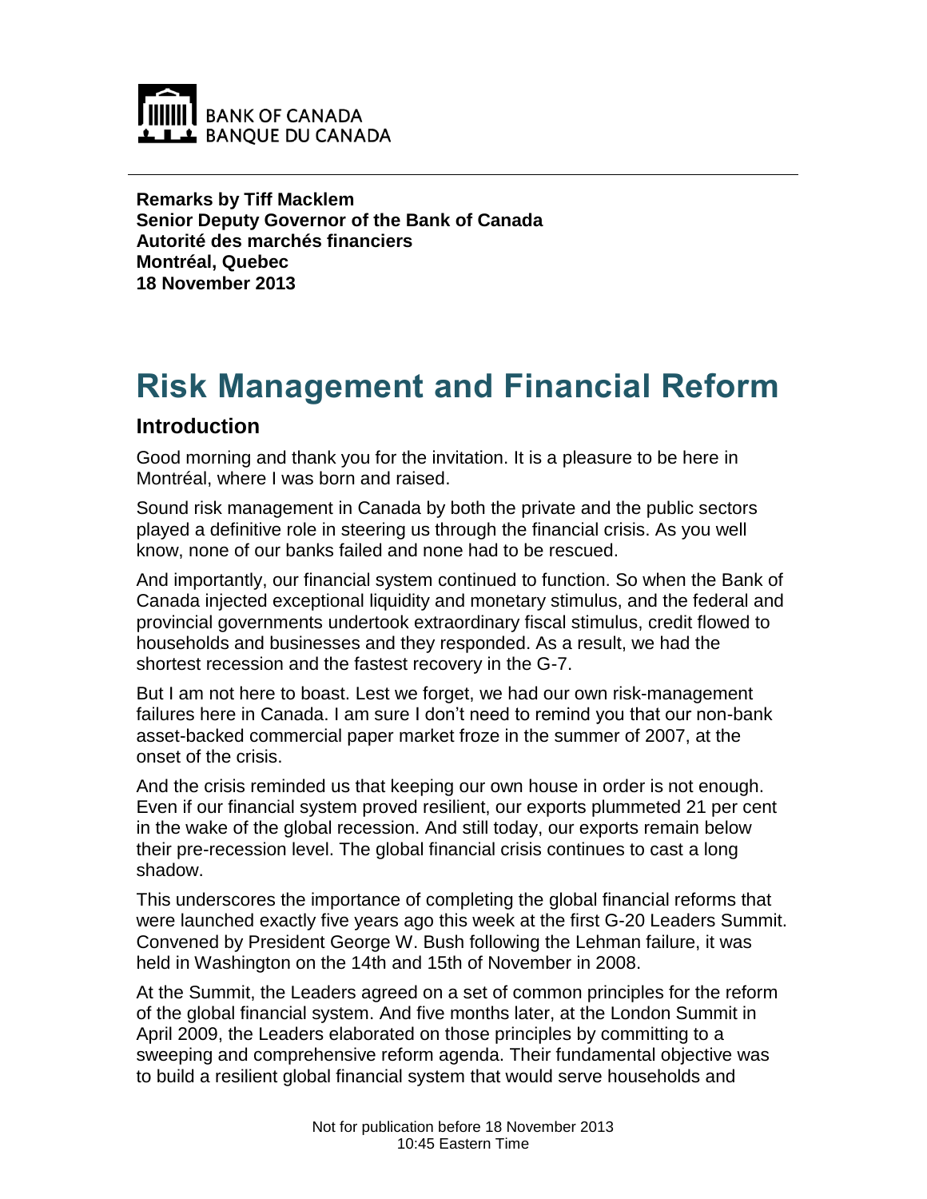**Remarks by Tiff Macklem**
**Senior Deputy Governor of the Bank of Canada**
**Autorité des marchés financiers**
**Montréal, Quebec**
**18 November 2013**

# Risk Management and Financial Reform

## Introduction

Good morning and thank you for the invitation. It is a pleasure to be here in Montréal, where I was born and raised.

Sound risk management in Canada by both the private and the public sectors played a definitive role in steering us through the financial crisis. As you well know, none of our banks failed and none had to be rescued.

And importantly, our financial system continued to function. So when the Bank of Canada injected exceptional liquidity and monetary stimulus, and the federal and provincial governments undertook extraordinary fiscal stimulus, credit flowed to households and businesses and they responded. As a result, we had the shortest recession and the fastest recovery in the G-7.

But I am not here to boast. Lest we forget, we had our own risk-management failures here in Canada. I am sure I don't need to remind you that our non-bank asset-backed commercial paper market froze in the summer of 2007, at the onset of the crisis.

And the crisis reminded us that keeping our own house in order is not enough. Even if our financial system proved resilient, our exports plummeted 21 per cent in the wake of the global recession. And still today, our exports remain below their pre-recession level. The global financial crisis continues to cast a long shadow.

This underscores the importance of completing the global financial reforms that were launched exactly five years ago this week at the first G-20 Leaders Summit. Convened by President George W. Bush following the Lehman failure, it was held in Washington on the 14th and 15th of November in 2008.

At the Summit, the Leaders agreed on a set of common principles for the reform of the global financial system. And five months later, at the London Summit in April 2009, the Leaders elaborated on those principles by committing to a sweeping and comprehensive reform agenda. Their fundamental objective was to build a resilient global financial system that would serve households and

Not for publication before 18 November 2013
10:45 Eastern Time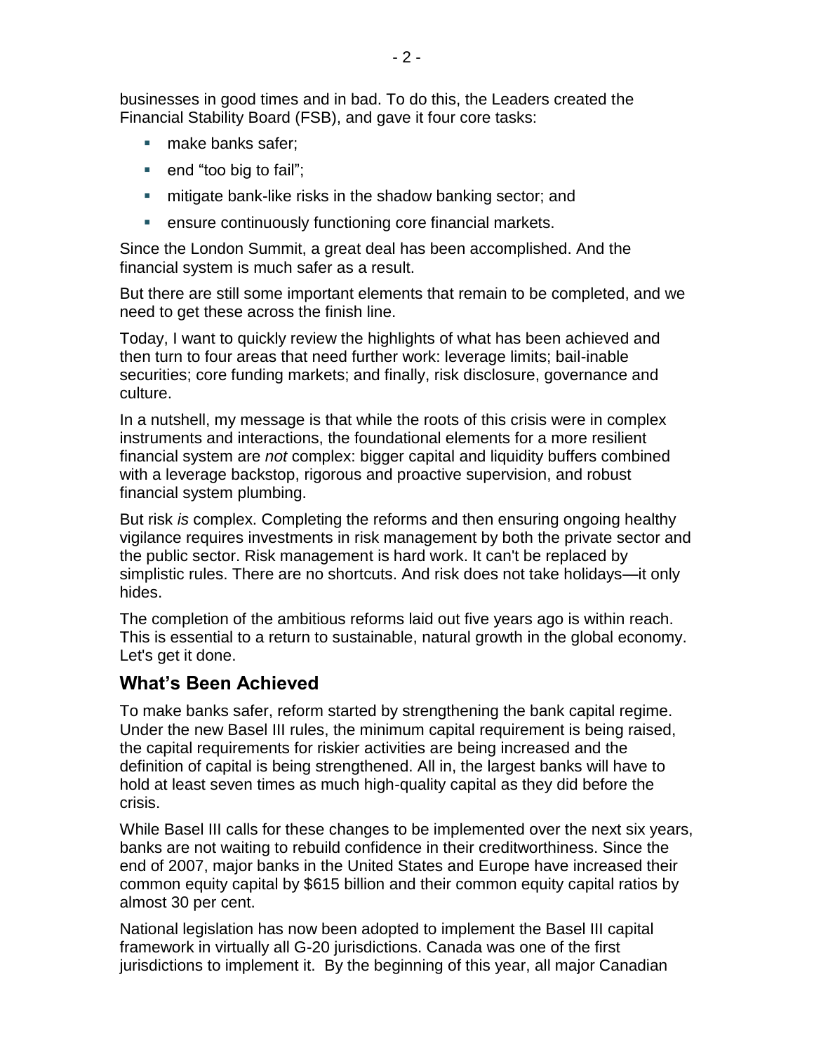businesses in good times and in bad. To do this, the Leaders created the Financial Stability Board (FSB), and gave it four core tasks:

- make banks safer;
- end "too big to fail";
- mitigate bank-like risks in the shadow banking sector; and
- ensure continuously functioning core financial markets.

Since the London Summit, a great deal has been accomplished. And the financial system is much safer as a result.

But there are still some important elements that remain to be completed, and we need to get these across the finish line.

Today, I want to quickly review the highlights of what has been achieved and then turn to four areas that need further work: leverage limits; bail-inable securities; core funding markets; and finally, risk disclosure, governance and culture.

In a nutshell, my message is that while the roots of this crisis were in complex instruments and interactions, the foundational elements for a more resilient financial system are *not* complex: bigger capital and liquidity buffers combined with a leverage backstop, rigorous and proactive supervision, and robust financial system plumbing.

But risk *is* complex. Completing the reforms and then ensuring ongoing healthy vigilance requires investments in risk management by both the private sector and the public sector. Risk management is hard work. It can't be replaced by simplistic rules. There are no shortcuts. And risk does not take holidays—it only hides.

The completion of the ambitious reforms laid out five years ago is within reach. This is essential to a return to sustainable, natural growth in the global economy. Let's get it done.

## What's Been Achieved

To make banks safer, reform started by strengthening the bank capital regime. Under the new Basel III rules, the minimum capital requirement is being raised, the capital requirements for riskier activities are being increased and the definition of capital is being strengthened. All in, the largest banks will have to hold at least seven times as much high-quality capital as they did before the crisis.

While Basel III calls for these changes to be implemented over the next six years, banks are not waiting to rebuild confidence in their creditworthiness. Since the end of 2007, major banks in the United States and Europe have increased their common equity capital by $615 billion and their common equity capital ratios by almost 30 per cent.

National legislation has now been adopted to implement the Basel III capital framework in virtually all G-20 jurisdictions. Canada was one of the first jurisdictions to implement it. By the beginning of this year, all major Canadian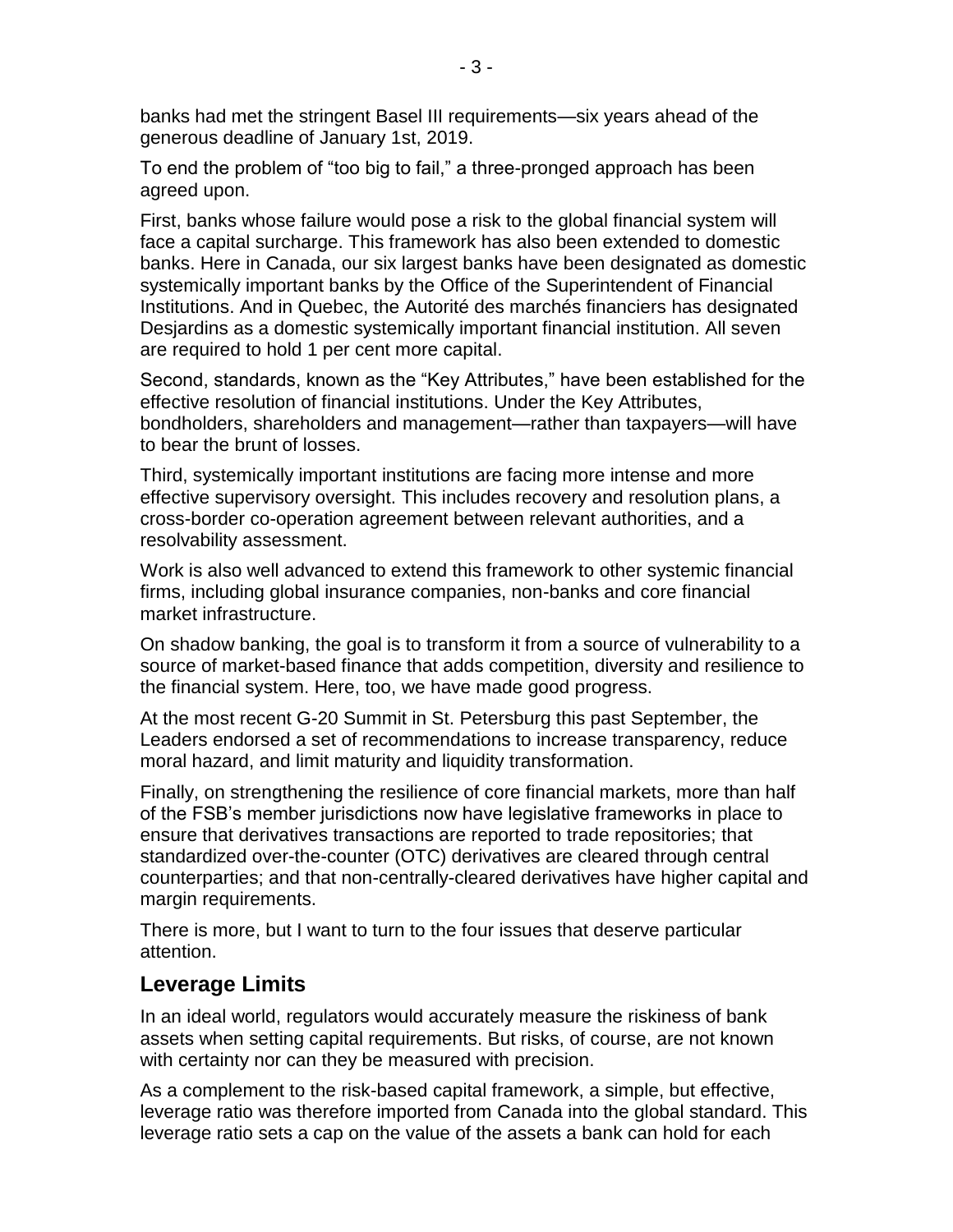banks had met the stringent Basel III requirements—six years ahead of the generous deadline of January 1st, 2019.

To end the problem of "too big to fail," a three-pronged approach has been agreed upon.

First, banks whose failure would pose a risk to the global financial system will face a capital surcharge. This framework has also been extended to domestic banks. Here in Canada, our six largest banks have been designated as domestic systemically important banks by the Office of the Superintendent of Financial Institutions. And in Quebec, the Autorité des marchés financiers has designated Desjardins as a domestic systemically important financial institution. All seven are required to hold 1 per cent more capital.

Second, standards, known as the "Key Attributes," have been established for the effective resolution of financial institutions. Under the Key Attributes, bondholders, shareholders and management—rather than taxpayers—will have to bear the brunt of losses.

Third, systemically important institutions are facing more intense and more effective supervisory oversight. This includes recovery and resolution plans, a cross-border co-operation agreement between relevant authorities, and a resolvability assessment.

Work is also well advanced to extend this framework to other systemic financial firms, including global insurance companies, non-banks and core financial market infrastructure.

On shadow banking, the goal is to transform it from a source of vulnerability to a source of market-based finance that adds competition, diversity and resilience to the financial system. Here, too, we have made good progress.

At the most recent G-20 Summit in St. Petersburg this past September, the Leaders endorsed a set of recommendations to increase transparency, reduce moral hazard, and limit maturity and liquidity transformation.

Finally, on strengthening the resilience of core financial markets, more than half of the FSB's member jurisdictions now have legislative frameworks in place to ensure that derivatives transactions are reported to trade repositories; that standardized over-the-counter (OTC) derivatives are cleared through central counterparties; and that non-centrally-cleared derivatives have higher capital and margin requirements.

There is more, but I want to turn to the four issues that deserve particular attention.

## Leverage Limits

In an ideal world, regulators would accurately measure the riskiness of bank assets when setting capital requirements. But risks, of course, are not known with certainty nor can they be measured with precision.

As a complement to the risk-based capital framework, a simple, but effective, leverage ratio was therefore imported from Canada into the global standard. This leverage ratio sets a cap on the value of the assets a bank can hold for each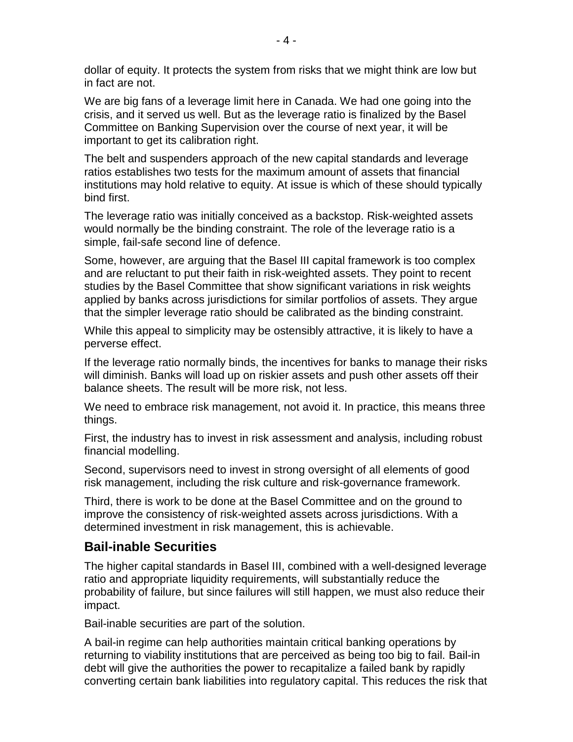dollar of equity. It protects the system from risks that we might think are low but in fact are not.

We are big fans of a leverage limit here in Canada. We had one going into the crisis, and it served us well. But as the leverage ratio is finalized by the Basel Committee on Banking Supervision over the course of next year, it will be important to get its calibration right.

The belt and suspenders approach of the new capital standards and leverage ratios establishes two tests for the maximum amount of assets that financial institutions may hold relative to equity. At issue is which of these should typically bind first.

The leverage ratio was initially conceived as a backstop. Risk-weighted assets would normally be the binding constraint. The role of the leverage ratio is a simple, fail-safe second line of defence.

Some, however, are arguing that the Basel III capital framework is too complex and are reluctant to put their faith in risk-weighted assets. They point to recent studies by the Basel Committee that show significant variations in risk weights applied by banks across jurisdictions for similar portfolios of assets. They argue that the simpler leverage ratio should be calibrated as the binding constraint.

While this appeal to simplicity may be ostensibly attractive, it is likely to have a perverse effect.

If the leverage ratio normally binds, the incentives for banks to manage their risks will diminish. Banks will load up on riskier assets and push other assets off their balance sheets. The result will be more risk, not less.

We need to embrace risk management, not avoid it. In practice, this means three things.

First, the industry has to invest in risk assessment and analysis, including robust financial modelling.

Second, supervisors need to invest in strong oversight of all elements of good risk management, including the risk culture and risk-governance framework.

Third, there is work to be done at the Basel Committee and on the ground to improve the consistency of risk-weighted assets across jurisdictions. With a determined investment in risk management, this is achievable.

## Bail-inable Securities

The higher capital standards in Basel III, combined with a well-designed leverage ratio and appropriate liquidity requirements, will substantially reduce the probability of failure, but since failures will still happen, we must also reduce their impact.

Bail-inable securities are part of the solution.

A bail-in regime can help authorities maintain critical banking operations by returning to viability institutions that are perceived as being too big to fail. Bail-in debt will give the authorities the power to recapitalize a failed bank by rapidly converting certain bank liabilities into regulatory capital. This reduces the risk that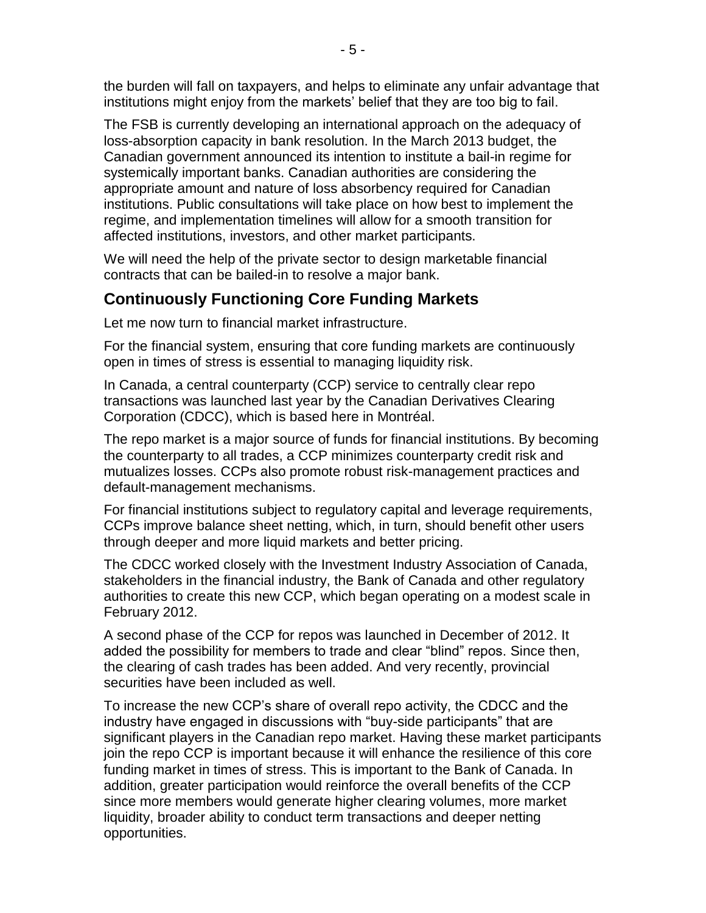the burden will fall on taxpayers, and helps to eliminate any unfair advantage that institutions might enjoy from the markets' belief that they are too big to fail.

The FSB is currently developing an international approach on the adequacy of loss-absorption capacity in bank resolution. In the March 2013 budget, the Canadian government announced its intention to institute a bail-in regime for systemically important banks. Canadian authorities are considering the appropriate amount and nature of loss absorbency required for Canadian institutions. Public consultations will take place on how best to implement the regime, and implementation timelines will allow for a smooth transition for affected institutions, investors, and other market participants.

We will need the help of the private sector to design marketable financial contracts that can be bailed-in to resolve a major bank.

## Continuously Functioning Core Funding Markets

Let me now turn to financial market infrastructure.

For the financial system, ensuring that core funding markets are continuously open in times of stress is essential to managing liquidity risk.

In Canada, a central counterparty (CCP) service to centrally clear repo transactions was launched last year by the Canadian Derivatives Clearing Corporation (CDCC), which is based here in Montréal.

The repo market is a major source of funds for financial institutions. By becoming the counterparty to all trades, a CCP minimizes counterparty credit risk and mutualizes losses. CCPs also promote robust risk-management practices and default-management mechanisms.

For financial institutions subject to regulatory capital and leverage requirements, CCPs improve balance sheet netting, which, in turn, should benefit other users through deeper and more liquid markets and better pricing.

The CDCC worked closely with the Investment Industry Association of Canada, stakeholders in the financial industry, the Bank of Canada and other regulatory authorities to create this new CCP, which began operating on a modest scale in February 2012.

A second phase of the CCP for repos was launched in December of 2012. It added the possibility for members to trade and clear "blind" repos. Since then, the clearing of cash trades has been added. And very recently, provincial securities have been included as well.

To increase the new CCP's share of overall repo activity, the CDCC and the industry have engaged in discussions with "buy-side participants" that are significant players in the Canadian repo market. Having these market participants join the repo CCP is important because it will enhance the resilience of this core funding market in times of stress. This is important to the Bank of Canada. In addition, greater participation would reinforce the overall benefits of the CCP since more members would generate higher clearing volumes, more market liquidity, broader ability to conduct term transactions and deeper netting opportunities.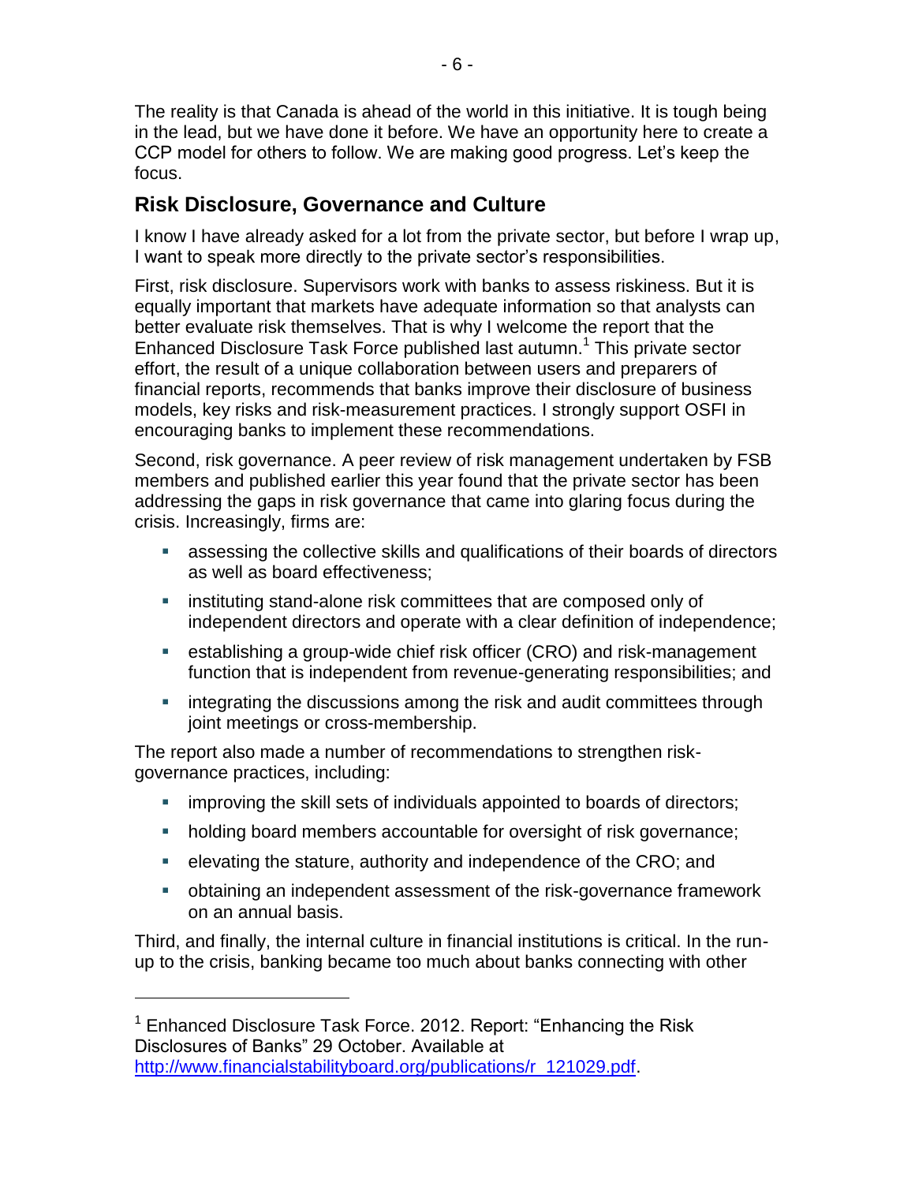The reality is that Canada is ahead of the world in this initiative. It is tough being in the lead, but we have done it before. We have an opportunity here to create a CCP model for others to follow. We are making good progress. Let's keep the focus.

## Risk Disclosure, Governance and Culture

I know I have already asked for a lot from the private sector, but before I wrap up, I want to speak more directly to the private sector's responsibilities.

First, risk disclosure. Supervisors work with banks to assess riskiness. But it is equally important that markets have adequate information so that analysts can better evaluate risk themselves. That is why I welcome the report that the Enhanced Disclosure Task Force published last autumn.[1] This private sector effort, the result of a unique collaboration between users and preparers of financial reports, recommends that banks improve their disclosure of business models, key risks and risk-measurement practices. I strongly support OSFI in encouraging banks to implement these recommendations.

Second, risk governance. A peer review of risk management undertaken by FSB members and published earlier this year found that the private sector has been addressing the gaps in risk governance that came into glaring focus during the crisis. Increasingly, firms are:

- assessing the collective skills and qualifications of their boards of directors as well as board effectiveness;
- instituting stand-alone risk committees that are composed only of independent directors and operate with a clear definition of independence;
- establishing a group-wide chief risk officer (CRO) and risk-management function that is independent from revenue-generating responsibilities; and
- integrating the discussions among the risk and audit committees through joint meetings or cross-membership.

The report also made a number of recommendations to strengthen risk-governance practices, including:

- improving the skill sets of individuals appointed to boards of directors;
- holding board members accountable for oversight of risk governance;
- elevating the stature, authority and independence of the CRO; and
- obtaining an independent assessment of the risk-governance framework on an annual basis.

Third, and finally, the internal culture in financial institutions is critical. In the run-up to the crisis, banking became too much about banks connecting with other

---

[1] Enhanced Disclosure Task Force. 2012. Report: "Enhancing the Risk Disclosures of Banks" 29 October. Available at http://www.financialstabilityboard.org/publications/r_121029.pdf.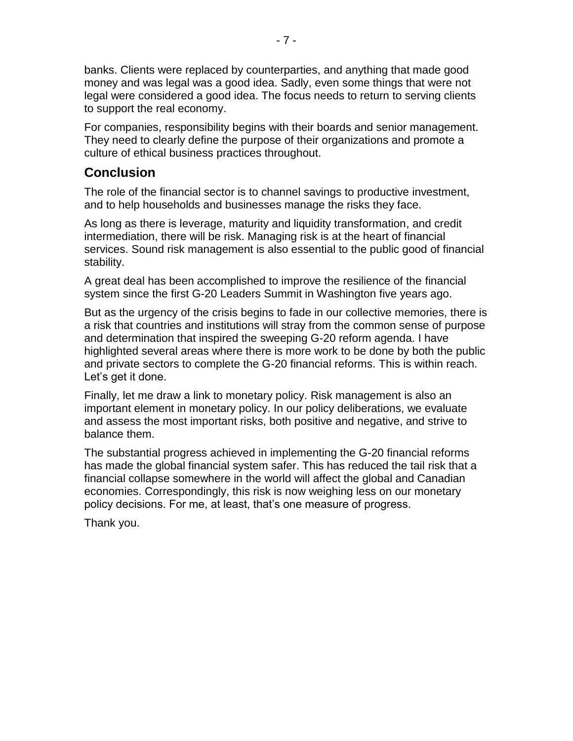banks. Clients were replaced by counterparties, and anything that made good money and was legal was a good idea. Sadly, even some things that were not legal were considered a good idea. The focus needs to return to serving clients to support the real economy.

For companies, responsibility begins with their boards and senior management. They need to clearly define the purpose of their organizations and promote a culture of ethical business practices throughout.

## Conclusion

The role of the financial sector is to channel savings to productive investment, and to help households and businesses manage the risks they face.

As long as there is leverage, maturity and liquidity transformation, and credit intermediation, there will be risk. Managing risk is at the heart of financial services. Sound risk management is also essential to the public good of financial stability.

A great deal has been accomplished to improve the resilience of the financial system since the first G-20 Leaders Summit in Washington five years ago.

But as the urgency of the crisis begins to fade in our collective memories, there is a risk that countries and institutions will stray from the common sense of purpose and determination that inspired the sweeping G-20 reform agenda. I have highlighted several areas where there is more work to be done by both the public and private sectors to complete the G-20 financial reforms. This is within reach. Let's get it done.

Finally, let me draw a link to monetary policy. Risk management is also an important element in monetary policy. In our policy deliberations, we evaluate and assess the most important risks, both positive and negative, and strive to balance them.

The substantial progress achieved in implementing the G-20 financial reforms has made the global financial system safer. This has reduced the tail risk that a financial collapse somewhere in the world will affect the global and Canadian economies. Correspondingly, this risk is now weighing less on our monetary policy decisions. For me, at least, that's one measure of progress.

Thank you.